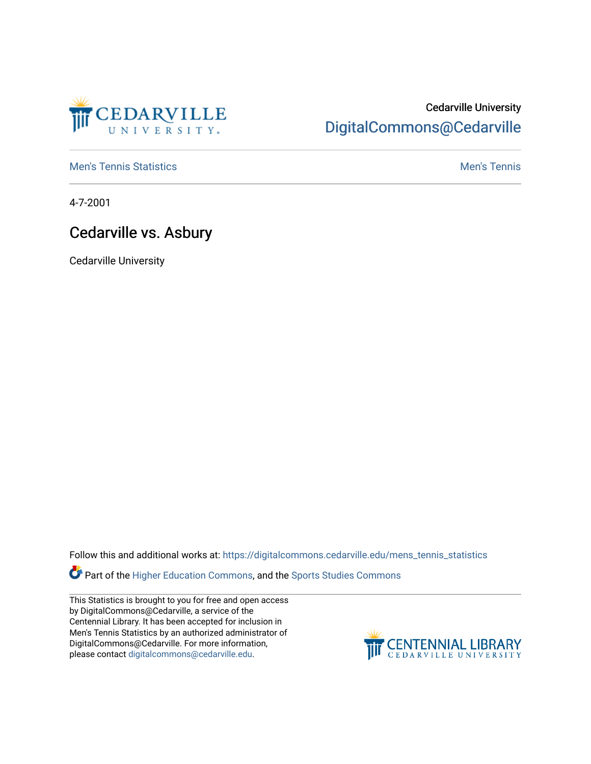Cedarville University
DigitalCommons@Cedarville

Men's Tennis Statistics | Men's Tennis

4-7-2001

# Cedarville vs. Asbury

Cedarville University

Follow this and additional works at: https://digitalcommons.cedarville.edu/mens_tennis_statistics

Part of the Higher Education Commons, and the Sports Studies Commons

This Statistics is brought to you for free and open access by DigitalCommons@Cedarville, a service of the Centennial Library. It has been accepted for inclusion in Men's Tennis Statistics by an authorized administrator of DigitalCommons@Cedarville. For more information, please contact digitalcommons@cedarville.edu.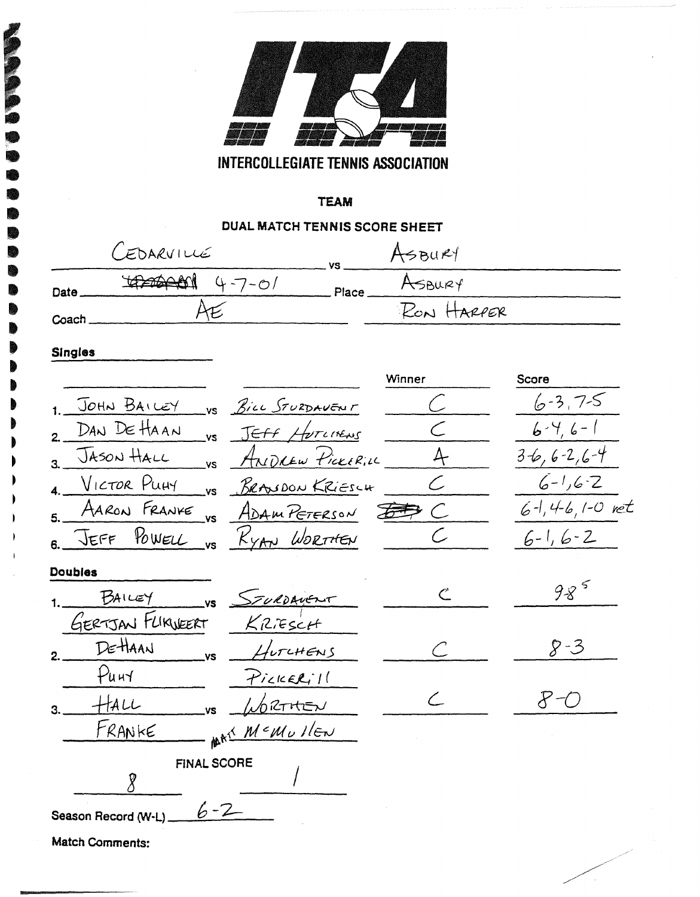# INTERCOLLEGIATE TENNIS ASSOCIATION

**TEAM**

**DUAL MATCH TENNIS SCORE SHEET**

CEDARVILLE vs ASBURY

Date ~~[crossed out]~~ 4-7-01 Place ASBURY

Coach AE RON HARPER

## Singles

| | | | Winner | Score |
|---|---|---|---|---|
| 1. | JOHN BAILEY vs | BILL STURDAVENT | C | 6-3, 7-5 |
| 2. | DAN DEHAAN vs | JEFF HUTCHENS | C | 6-4, 6-1 |
| 3. | JASON HALL vs | ANDREW PICKERILL | A | 3-6, 6-2, 6-4 |
| 4. | VICTOR PUHY vs | BRANDON KRIESCH | C | 6-1, 6-2 |
| 5. | AARON FRANKE vs | ADAM PETERSON | ~~[crossed out]~~ C | 6-1, 4-6, 1-0 ret |
| 6. | JEFF POWELL vs | RYAN WORTHEN | C | 6-1, 6-2 |

## Doubles

| | | | Winner | Score |
|---|---|---|---|---|
| 1. | BAILEY / GERTJAN FLIKWEERT vs | STURDAVENT / KRIESCH | C | 9-8 (5) |
| 2. | DEHAAN / PUHY vs | HUTCHENS / PICKERILL | C | 8-3 |
| 3. | HALL / FRANKE vs | WORTHEN / MATT MCMULLEN | C | 8-0 |

**FINAL SCORE**

8 1

Season Record (W-L) 6-2

**Match Comments:**